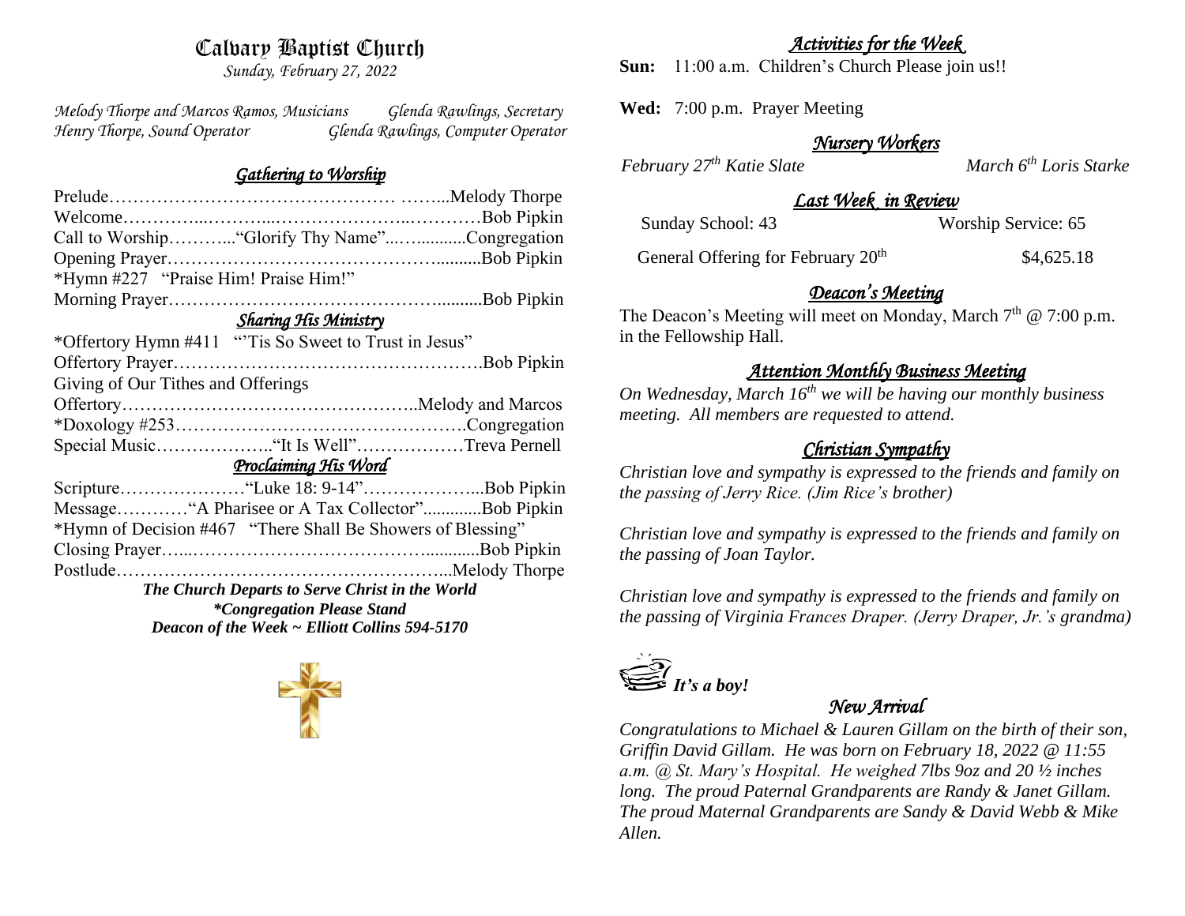# Calvary Baptist Church

*Sunday, February 27, 2022*

*Melody Thorpe and Marcos Ramos, Musicians* *Glenda Rawlings, Secretary*
*Henry Thorpe, Sound Operator* *Glenda Rawlings, Computer Operator*

## *Gathering to Worship*

Prelude………………………………………… ……...Melody Thorpe
Welcome…………...………...………………...…………Bob Pipkin
Call to Worship………..."Glorify Thy Name"...….........Congregation
Opening Prayer……………………………………..........Bob Pipkin
*Hymn #227 "Praise Him! Praise Him!"
Morning Prayer……………………………………..........Bob Pipkin

## *Sharing His Ministry*

*Offertory Hymn #411 "'Tis So Sweet to Trust in Jesus"
Offertory Prayer…………………………………………….Bob Pipkin
Giving of Our Tithes and Offerings
Offertory…………………………………………..Melody and Marcos
*Doxology #253………………………………………….Congregation
Special Music………………..."It Is Well"………………Treva Pernell

## *Proclaiming His Word*

Scripture…………………"Luke 18: 9-14"………………...Bob Pipkin
Message…………"A Pharisee or A Tax Collector".............Bob Pipkin
*Hymn of Decision #467 "There Shall Be Showers of Blessing"
Closing Prayer…..………………………………............Bob Pipkin
Postlude………………………………………………...Melody Thorpe

***The Church Departs to Serve Christ in the World***
***\*Congregation Please Stand***
***Deacon of the Week ~ Elliott Collins 594-5170***

## *Activities for the Week*

**Sun:** 11:00 a.m. Children's Church Please join us!!

**Wed:** 7:00 p.m. Prayer Meeting

## *Nursery Workers*

*February 27th Katie Slate* *March 6th Loris Starke*

## *Last Week in Review*

Sunday School: 43 Worship Service: 65

General Offering for February 20th $4,625.18

## *Deacon's Meeting*

The Deacon's Meeting will meet on Monday, March 7th @ 7:00 p.m. in the Fellowship Hall.

## *Attention Monthly Business Meeting*

*On Wednesday, March 16th we will be having our monthly business meeting. All members are requested to attend.*

## *Christian Sympathy*

*Christian love and sympathy is expressed to the friends and family on the passing of Jerry Rice. (Jim Rice's brother)*

*Christian love and sympathy is expressed to the friends and family on the passing of Joan Taylor.*

*Christian love and sympathy is expressed to the friends and family on the passing of Virginia Frances Draper. (Jerry Draper, Jr.'s grandma)*

***It's a boy!***

## *New Arrival*

*Congratulations to Michael & Lauren Gillam on the birth of their son, Griffin David Gillam. He was born on February 18, 2022 @ 11:55 a.m. @ St. Mary's Hospital. He weighed 7lbs 9oz and 20 ½ inches long. The proud Paternal Grandparents are Randy & Janet Gillam. The proud Maternal Grandparents are Sandy & David Webb & Mike Allen.*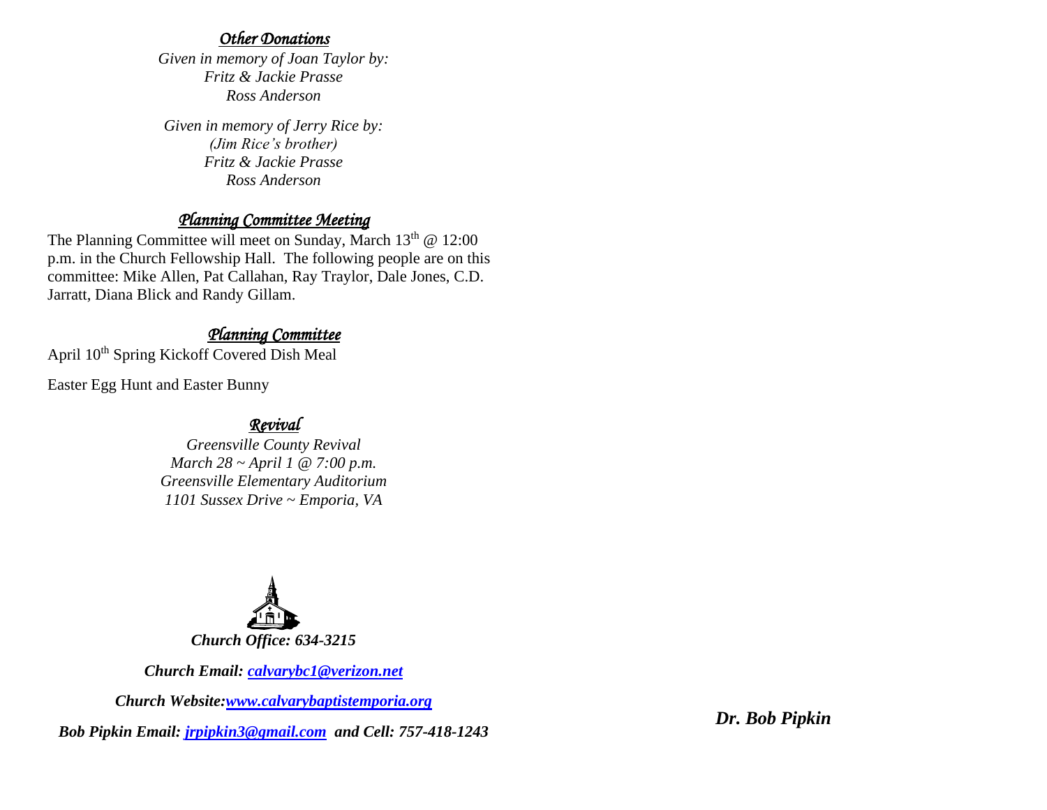### *Other Donations*

*Given in memory of Joan Taylor by:*
*Fritz & Jackie Prasse*
*Ross Anderson*

*Given in memory of Jerry Rice by:*
*(Jim Rice's brother)*
*Fritz & Jackie Prasse*
*Ross Anderson*

### *Planning Committee Meeting*

The Planning Committee will meet on Sunday, March 13th @ 12:00 p.m. in the Church Fellowship Hall. The following people are on this committee: Mike Allen, Pat Callahan, Ray Traylor, Dale Jones, C.D. Jarratt, Diana Blick and Randy Gillam.

### *Planning Committee*

April 10th Spring Kickoff Covered Dish Meal

Easter Egg Hunt and Easter Bunny

### *Revival*

*Greensville County Revival*
*March 28 ~ April 1 @ 7:00 p.m.*
*Greensville Elementary Auditorium*
*1101 Sussex Drive ~ Emporia, VA*

***Church Office: 634-3215***

***Church Email: [calvarybc1@verizon.net](mailto:calvarybc1@verizon.net)***

***Church Website: [www.calvarybaptistemporia.org](http://www.calvarybaptistemporia.org)***

***Bob Pipkin Email: [jrpipkin3@gmail.com](mailto:jrpipkin3@gmail.com) and Cell: 757-418-1243***

***Dr. Bob Pipkin***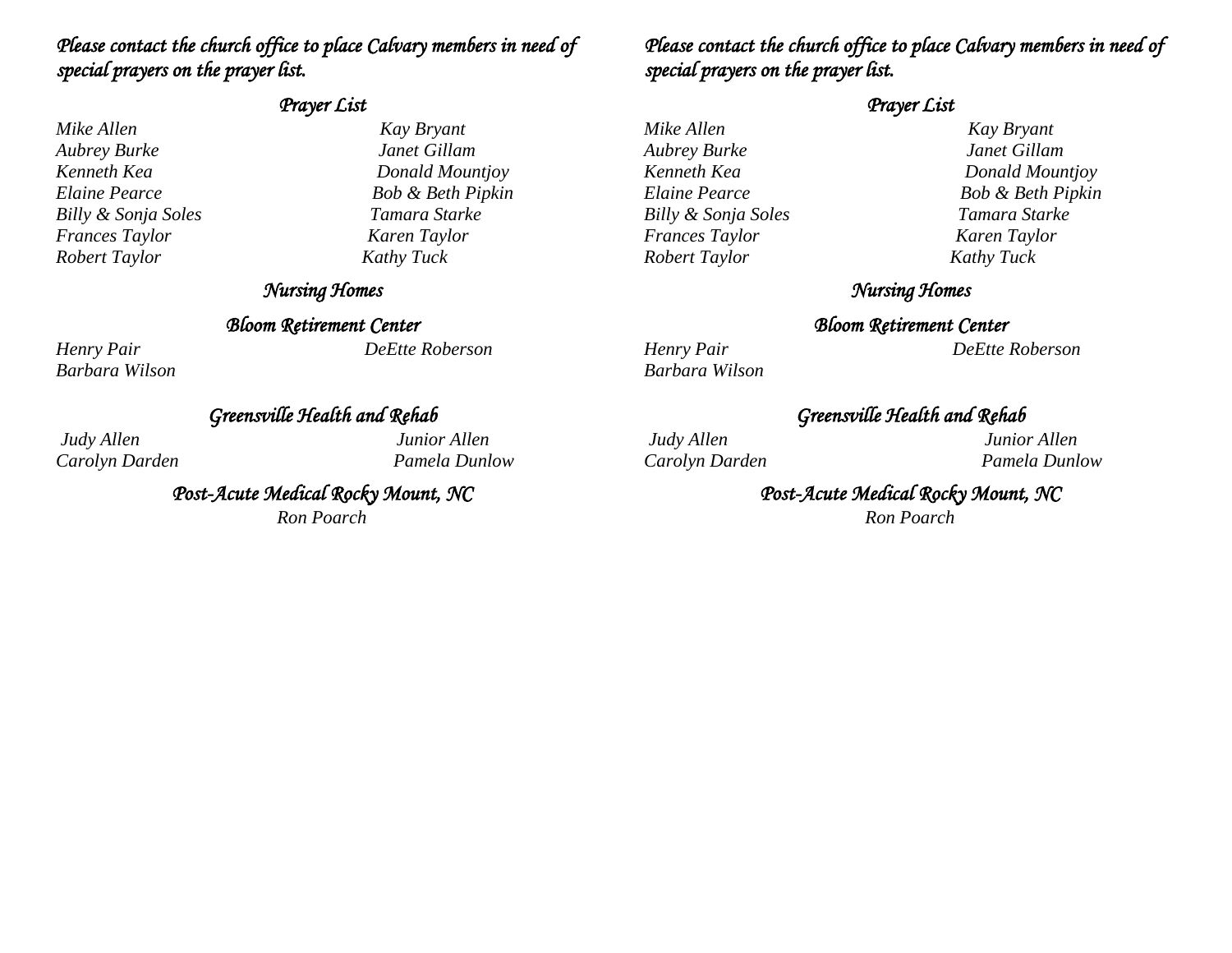*Please contact the church office to place Calvary members in need of special prayers on the prayer list.*

## *Prayer List*

| | |
|---|---|
| *Mike Allen* | *Kay Bryant* |
| *Aubrey Burke* | *Janet Gillam* |
| *Kenneth Kea* | *Donald Mountjoy* |
| *Elaine Pearce* | *Bob & Beth Pipkin* |
| *Billy & Sonja Soles* | *Tamara Starke* |
| *Frances Taylor* | *Karen Taylor* |
| *Robert Taylor* | *Kathy Tuck* |

## *Nursing Homes*

### *Bloom Retirement Center*

| | |
|---|---|
| *Henry Pair* | *DeEtte Roberson* |
| *Barbara Wilson* | |

### *Greensville Health and Rehab*

| | |
|---|---|
| *Judy Allen* | *Junior Allen* |
| *Carolyn Darden* | *Pamela Dunlow* |

### *Post-Acute Medical Rocky Mount, NC*

*Ron Poarch*

*Please contact the church office to place Calvary members in need of special prayers on the prayer list.*

## *Prayer List*

| | |
|---|---|
| *Mike Allen* | *Kay Bryant* |
| *Aubrey Burke* | *Janet Gillam* |
| *Kenneth Kea* | *Donald Mountjoy* |
| *Elaine Pearce* | *Bob & Beth Pipkin* |
| *Billy & Sonja Soles* | *Tamara Starke* |
| *Frances Taylor* | *Karen Taylor* |
| *Robert Taylor* | *Kathy Tuck* |

## *Nursing Homes*

### *Bloom Retirement Center*

| | |
|---|---|
| *Henry Pair* | *DeEtte Roberson* |
| *Barbara Wilson* | |

### *Greensville Health and Rehab*

| | |
|---|---|
| *Judy Allen* | *Junior Allen* |
| *Carolyn Darden* | *Pamela Dunlow* |

### *Post-Acute Medical Rocky Mount, NC*

*Ron Poarch*